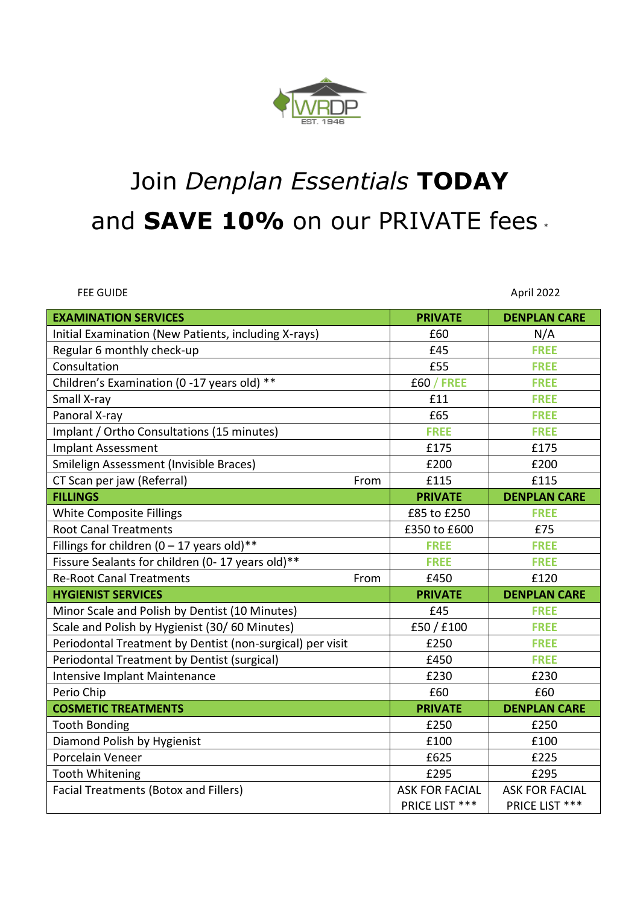WRDP
EST. 1946

# Join *Denplan Essentials* **TODAY** and **SAVE 10%** on our PRIVATE fees *

FEE GUIDE

April 2022

| EXAMINATION SERVICES | | PRIVATE | DENPLAN CARE |
|---|---|---|---|
| Initial Examination (New Patients, including X-rays) | | £60 | N/A |
| Regular 6 monthly check-up | | £45 | FREE |
| Consultation | | £55 | FREE |
| Children's Examination (0 -17 years old) ** | | £60 / FREE | FREE |
| Small X-ray | | £11 | FREE |
| Panoral X-ray | | £65 | FREE |
| Implant / Ortho Consultations (15 minutes) | | FREE | FREE |
| Implant Assessment | | £175 | £175 |
| Smilelign Assessment (Invisible Braces) | | £200 | £200 |
| CT Scan per jaw (Referral) | From | £115 | £115 |
| **FILLINGS** | | **PRIVATE** | **DENPLAN CARE** |
| White Composite Fillings | | £85 to £250 | FREE |
| Root Canal Treatments | | £350 to £600 | £75 |
| Fillings for children (0 – 17 years old)** | | FREE | FREE |
| Fissure Sealants for children (0- 17 years old)** | | FREE | FREE |
| Re-Root Canal Treatments | From | £450 | £120 |
| **HYGIENIST SERVICES** | | **PRIVATE** | **DENPLAN CARE** |
| Minor Scale and Polish by Dentist (10 Minutes) | | £45 | FREE |
| Scale and Polish by Hygienist (30/ 60 Minutes) | | £50 / £100 | FREE |
| Periodontal Treatment by Dentist (non-surgical) per visit | | £250 | FREE |
| Periodontal Treatment by Dentist (surgical) | | £450 | FREE |
| Intensive Implant Maintenance | | £230 | £230 |
| Perio Chip | | £60 | £60 |
| **COSMETIC TREATMENTS** | | **PRIVATE** | **DENPLAN CARE** |
| Tooth Bonding | | £250 | £250 |
| Diamond Polish by Hygienist | | £100 | £100 |
| Porcelain Veneer | | £625 | £225 |
| Tooth Whitening | | £295 | £295 |
| Facial Treatments (Botox and Fillers) | | ASK FOR FACIAL PRICE LIST *** | ASK FOR FACIAL PRICE LIST *** |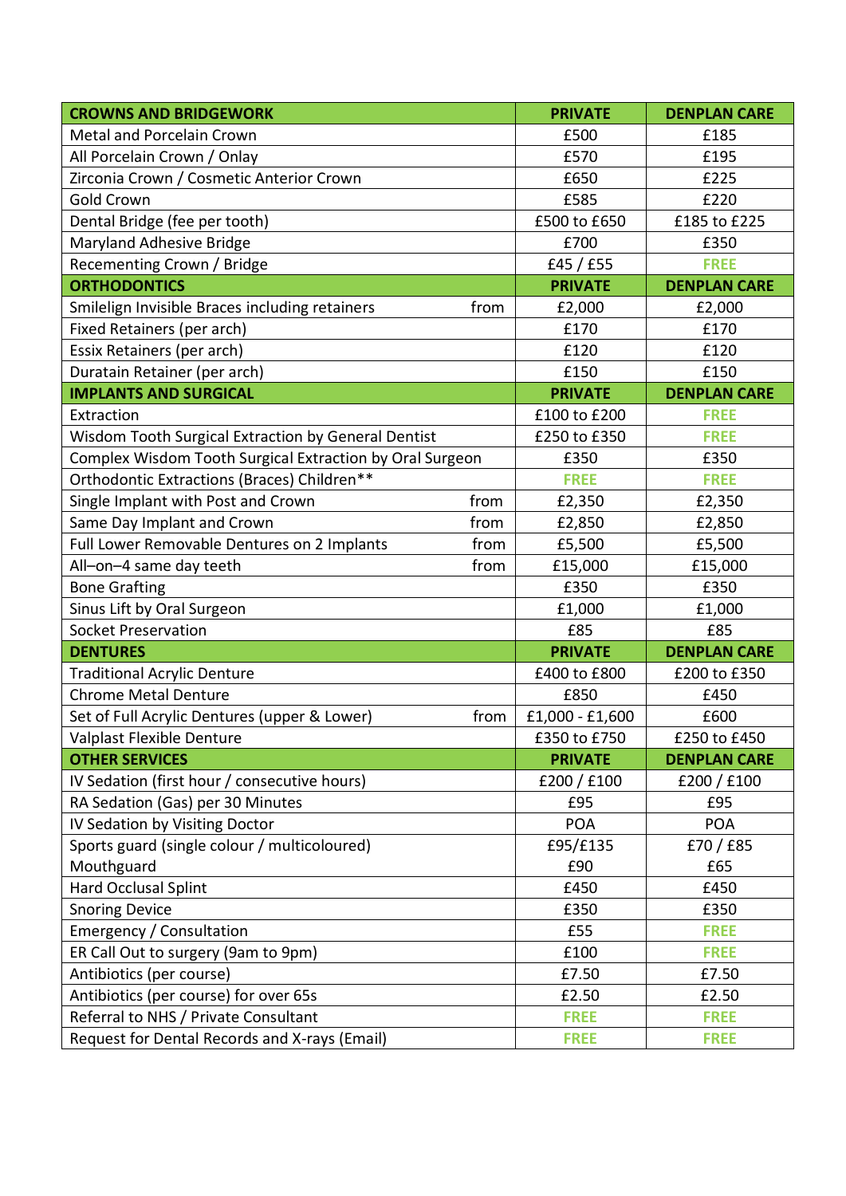| CROWNS AND BRIDGEWORK | | PRIVATE | DENPLAN CARE |
|---|---|---|---|
| Metal and Porcelain Crown | | £500 | £185 |
| All Porcelain Crown / Onlay | | £570 | £195 |
| Zirconia Crown / Cosmetic Anterior Crown | | £650 | £225 |
| Gold Crown | | £585 | £220 |
| Dental Bridge (fee per tooth) | | £500 to £650 | £185 to £225 |
| Maryland Adhesive Bridge | | £700 | £350 |
| Recementing Crown / Bridge | | £45 / £55 | FREE |
| **ORTHODONTICS** | | **PRIVATE** | **DENPLAN CARE** |
| Smilelign Invisible Braces including retainers | from | £2,000 | £2,000 |
| Fixed Retainers (per arch) | | £170 | £170 |
| Essix Retainers (per arch) | | £120 | £120 |
| Duratain Retainer (per arch) | | £150 | £150 |
| **IMPLANTS AND SURGICAL** | | **PRIVATE** | **DENPLAN CARE** |
| Extraction | | £100 to £200 | FREE |
| Wisdom Tooth Surgical Extraction by General Dentist | | £250 to £350 | FREE |
| Complex Wisdom Tooth Surgical Extraction by Oral Surgeon | | £350 | £350 |
| Orthodontic Extractions (Braces) Children** | | FREE | FREE |
| Single Implant with Post and Crown | from | £2,350 | £2,350 |
| Same Day Implant and Crown | from | £2,850 | £2,850 |
| Full Lower Removable Dentures on 2 Implants | from | £5,500 | £5,500 |
| All–on–4 same day teeth | from | £15,000 | £15,000 |
| Bone Grafting | | £350 | £350 |
| Sinus Lift by Oral Surgeon | | £1,000 | £1,000 |
| Socket Preservation | | £85 | £85 |
| **DENTURES** | | **PRIVATE** | **DENPLAN CARE** |
| Traditional Acrylic Denture | | £400 to £800 | £200 to £350 |
| Chrome Metal Denture | | £850 | £450 |
| Set of Full Acrylic Dentures (upper & Lower) | from | £1,000 - £1,600 | £600 |
| Valplast Flexible Denture | | £350 to £750 | £250 to £450 |
| **OTHER SERVICES** | | **PRIVATE** | **DENPLAN CARE** |
| IV Sedation (first hour / consecutive hours) | | £200 / £100 | £200 / £100 |
| RA Sedation (Gas) per 30 Minutes | | £95 | £95 |
| IV Sedation by Visiting Doctor | | POA | POA |
| Sports guard (single colour / multicoloured) | | £95/£135 | £70 / £85 |
| Mouthguard | | £90 | £65 |
| Hard Occlusal Splint | | £450 | £450 |
| Snoring Device | | £350 | £350 |
| Emergency / Consultation | | £55 | FREE |
| ER Call Out to surgery (9am to 9pm) | | £100 | FREE |
| Antibiotics (per course) | | £7.50 | £7.50 |
| Antibiotics (per course) for over 65s | | £2.50 | £2.50 |
| Referral to NHS / Private Consultant | | FREE | FREE |
| Request for Dental Records and X-rays (Email) | | FREE | FREE |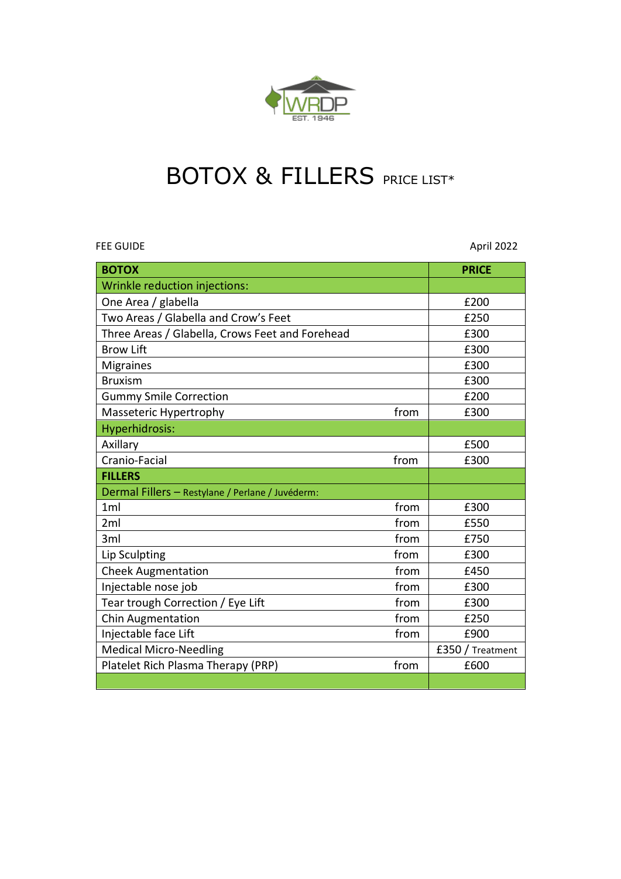WRDP
EST. 1946

# BOTOX & FILLERS PRICE LIST*

FEE GUIDE

April 2022

| **BOTOX** | | **PRICE** |
|---|---|---|
| Wrinkle reduction injections: | | |
| One Area / glabella | | £200 |
| Two Areas / Glabella and Crow's Feet | | £250 |
| Three Areas / Glabella, Crows Feet and Forehead | | £300 |
| Brow Lift | | £300 |
| Migraines | | £300 |
| Bruxism | | £300 |
| Gummy Smile Correction | | £200 |
| Masseteric Hypertrophy | from | £300 |
| Hyperhidrosis: | | |
| Axillary | | £500 |
| Cranio-Facial | from | £300 |
| **FILLERS** | | |
| Dermal Fillers – Restylane / Perlane / Juvéderm: | | |
| 1ml | from | £300 |
| 2ml | from | £550 |
| 3ml | from | £750 |
| Lip Sculpting | from | £300 |
| Cheek Augmentation | from | £450 |
| Injectable nose job | from | £300 |
| Tear trough Correction / Eye Lift | from | £300 |
| Chin Augmentation | from | £250 |
| Injectable face Lift | from | £900 |
| Medical Micro-Needling | | £350 / Treatment |
| Platelet Rich Plasma Therapy (PRP) | from | £600 |
| | | |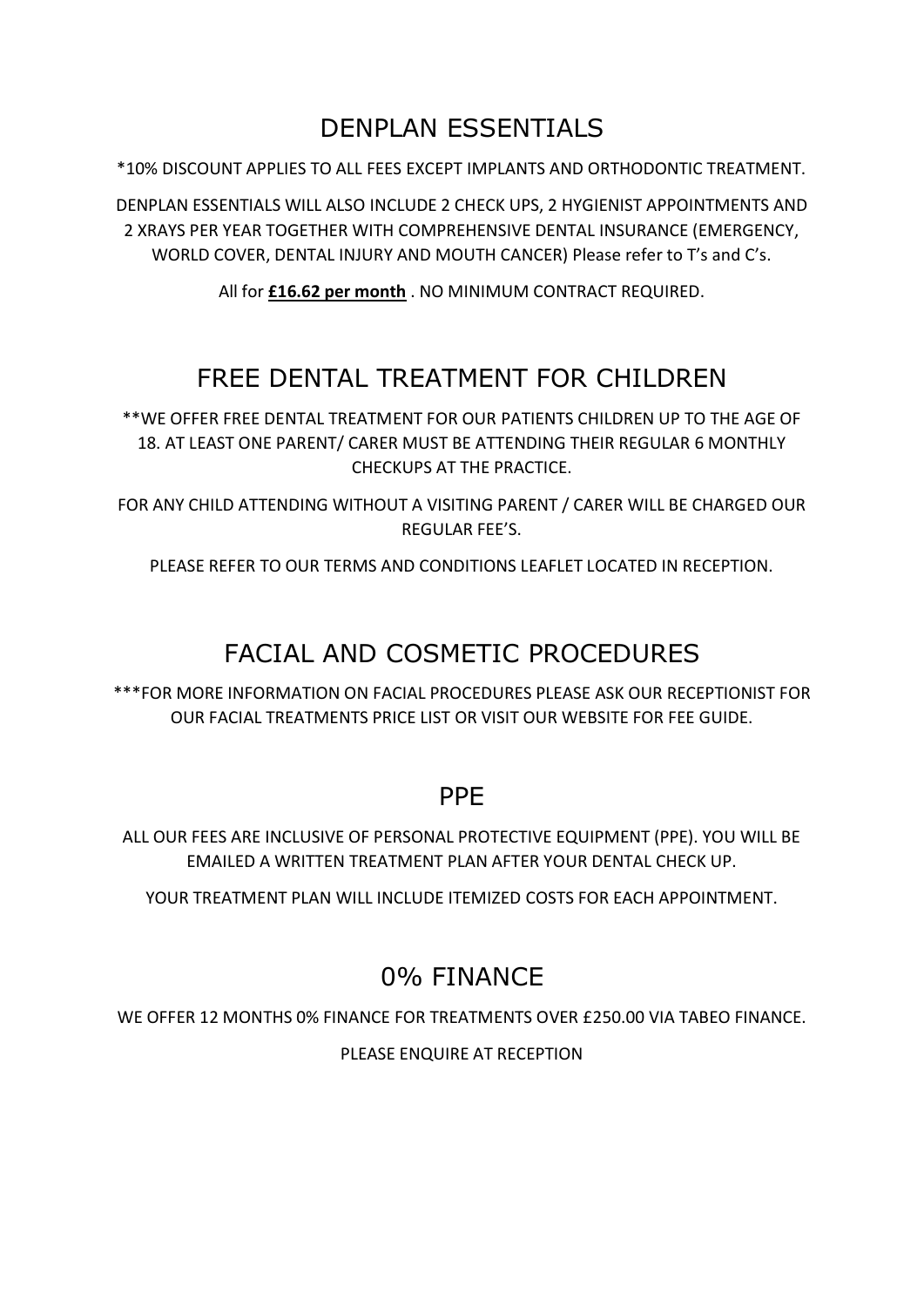## DENPLAN ESSENTIALS

*10% DISCOUNT APPLIES TO ALL FEES EXCEPT IMPLANTS AND ORTHODONTIC TREATMENT.

DENPLAN ESSENTIALS WILL ALSO INCLUDE 2 CHECK UPS, 2 HYGIENIST APPOINTMENTS AND 2 XRAYS PER YEAR TOGETHER WITH COMPREHENSIVE DENTAL INSURANCE (EMERGENCY, WORLD COVER, DENTAL INJURY AND MOUTH CANCER) Please refer to T's and C's.

All for **£16.62 per month** . NO MINIMUM CONTRACT REQUIRED.

## FREE DENTAL TREATMENT FOR CHILDREN

**WE OFFER FREE DENTAL TREATMENT FOR OUR PATIENTS CHILDREN UP TO THE AGE OF 18. AT LEAST ONE PARENT/ CARER MUST BE ATTENDING THEIR REGULAR 6 MONTHLY CHECKUPS AT THE PRACTICE.

FOR ANY CHILD ATTENDING WITHOUT A VISITING PARENT / CARER WILL BE CHARGED OUR REGULAR FEE'S.

PLEASE REFER TO OUR TERMS AND CONDITIONS LEAFLET LOCATED IN RECEPTION.

## FACIAL AND COSMETIC PROCEDURES

***FOR MORE INFORMATION ON FACIAL PROCEDURES PLEASE ASK OUR RECEPTIONIST FOR OUR FACIAL TREATMENTS PRICE LIST OR VISIT OUR WEBSITE FOR FEE GUIDE.

## PPE

ALL OUR FEES ARE INCLUSIVE OF PERSONAL PROTECTIVE EQUIPMENT (PPE). YOU WILL BE EMAILED A WRITTEN TREATMENT PLAN AFTER YOUR DENTAL CHECK UP.

YOUR TREATMENT PLAN WILL INCLUDE ITEMIZED COSTS FOR EACH APPOINTMENT.

## 0% FINANCE

WE OFFER 12 MONTHS 0% FINANCE FOR TREATMENTS OVER £250.00 VIA TABEO FINANCE.

PLEASE ENQUIRE AT RECEPTION